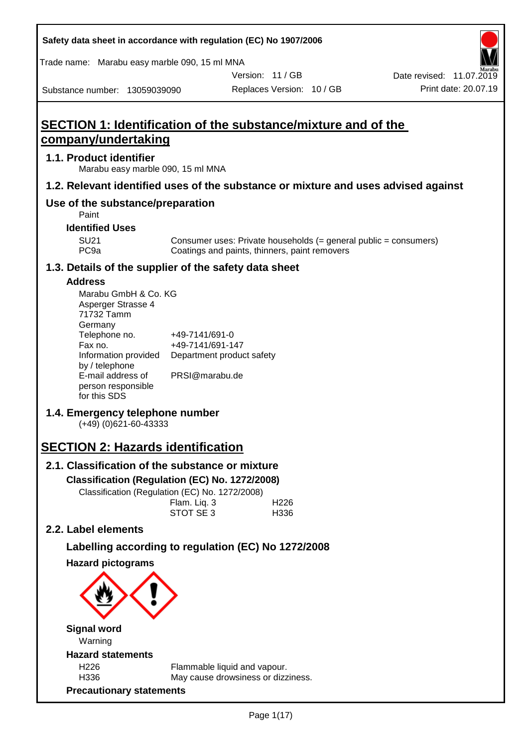Safety data sheet in accordance with regulation (EC) No 1907/2006

Trade name: Marabu easy marble 090, 15 ml MNA

Version: 11 / GB
Date revised: 11.07.2019
Substance number: 13059039090
Replaces Version: 10 / GB
Print date: 20.07.19

# SECTION 1: Identification of the substance/mixture and of the company/undertaking

## 1.1. Product identifier

Marabu easy marble 090, 15 ml MNA

## 1.2. Relevant identified uses of the substance or mixture and uses advised against

## Use of the substance/preparation

Paint

### Identified Uses

| | |
|---|---|
| SU21 | Consumer uses: Private households (= general public = consumers) |
| PC9a | Coatings and paints, thinners, paint removers |

## 1.3. Details of the supplier of the safety data sheet

### Address

Marabu GmbH & Co. KG
Asperger Strasse 4
71732 Tamm
Germany

| | |
|---|---|
| Telephone no. | +49-7141/691-0 |
| Fax no. | +49-7141/691-147 |
| Information provided by / telephone | Department product safety |
| E-mail address of person responsible for this SDS | PRSI@marabu.de |

## 1.4. Emergency telephone number

(+49) (0)621-60-43333

# SECTION 2: Hazards identification

## 2.1. Classification of the substance or mixture

### Classification (Regulation (EC) No. 1272/2008)

Classification (Regulation (EC) No. 1272/2008)

| | |
|---|---|
| Flam. Liq. 3 | H226 |
| STOT SE 3 | H336 |

## 2.2. Label elements

### Labelling according to regulation (EC) No 1272/2008

### Hazard pictograms

### Signal word

Warning

### Hazard statements

| | |
|---|---|
| H226 | Flammable liquid and vapour. |
| H336 | May cause drowsiness or dizziness. |

### Precautionary statements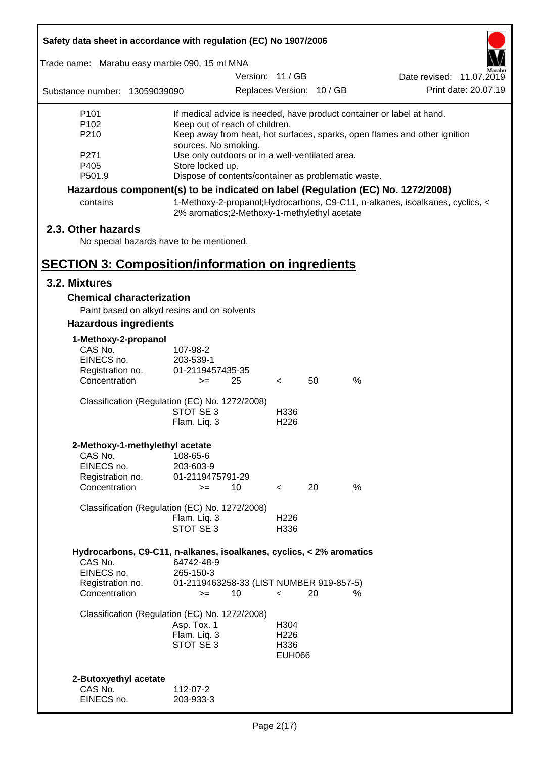| | |
|---|---|
| P101 | If medical advice is needed, have product container or label at hand. |
| P102 | Keep out of reach of children. |
| P210 | Keep away from heat, hot surfaces, sparks, open flames and other ignition sources. No smoking. |
| P271 | Use only outdoors or in a well-ventilated area. |
| P405 | Store locked up. |
| P501.9 | Dispose of contents/container as problematic waste. |

**Hazardous component(s) to be indicated on label (Regulation (EC) No. 1272/2008)**

| | |
|---|---|
| contains | 1-Methoxy-2-propanol;Hydrocarbons, C9-C11, n-alkanes, isoalkanes, cyclics, < 2% aromatics;2-Methoxy-1-methylethyl acetate |

## 2.3. Other hazards

No special hazards have to be mentioned.

# SECTION 3: Composition/information on ingredients

## 3.2. Mixtures

### Chemical characterization

Paint based on alkyd resins and on solvents

### Hazardous ingredients

**1-Methoxy-2-propanol**

| | |
|---|---|
| CAS No. | 107-98-2 |
| EINECS no. | 203-539-1 |
| Registration no. | 01-2119457435-35 |
| Concentration | >= 25 < 50 % |

Classification (Regulation (EC) No. 1272/2008)

| | |
|---|---|
| STOT SE 3 | H336 |
| Flam. Liq. 3 | H226 |

**2-Methoxy-1-methylethyl acetate**

| | |
|---|---|
| CAS No. | 108-65-6 |
| EINECS no. | 203-603-9 |
| Registration no. | 01-2119475791-29 |
| Concentration | >= 10 < 20 % |

Classification (Regulation (EC) No. 1272/2008)

| | |
|---|---|
| Flam. Liq. 3 | H226 |
| STOT SE 3 | H336 |

**Hydrocarbons, C9-C11, n-alkanes, isoalkanes, cyclics, < 2% aromatics**

| | |
|---|---|
| CAS No. | 64742-48-9 |
| EINECS no. | 265-150-3 |
| Registration no. | 01-2119463258-33 (LIST NUMBER 919-857-5) |
| Concentration | >= 10 < 20 % |

Classification (Regulation (EC) No. 1272/2008)

| | |
|---|---|
| Asp. Tox. 1 | H304 |
| Flam. Liq. 3 | H226 |
| STOT SE 3 | H336 |
| | EUH066 |

**2-Butoxyethyl acetate**

| | |
|---|---|
| CAS No. | 112-07-2 |
| EINECS no. | 203-933-3 |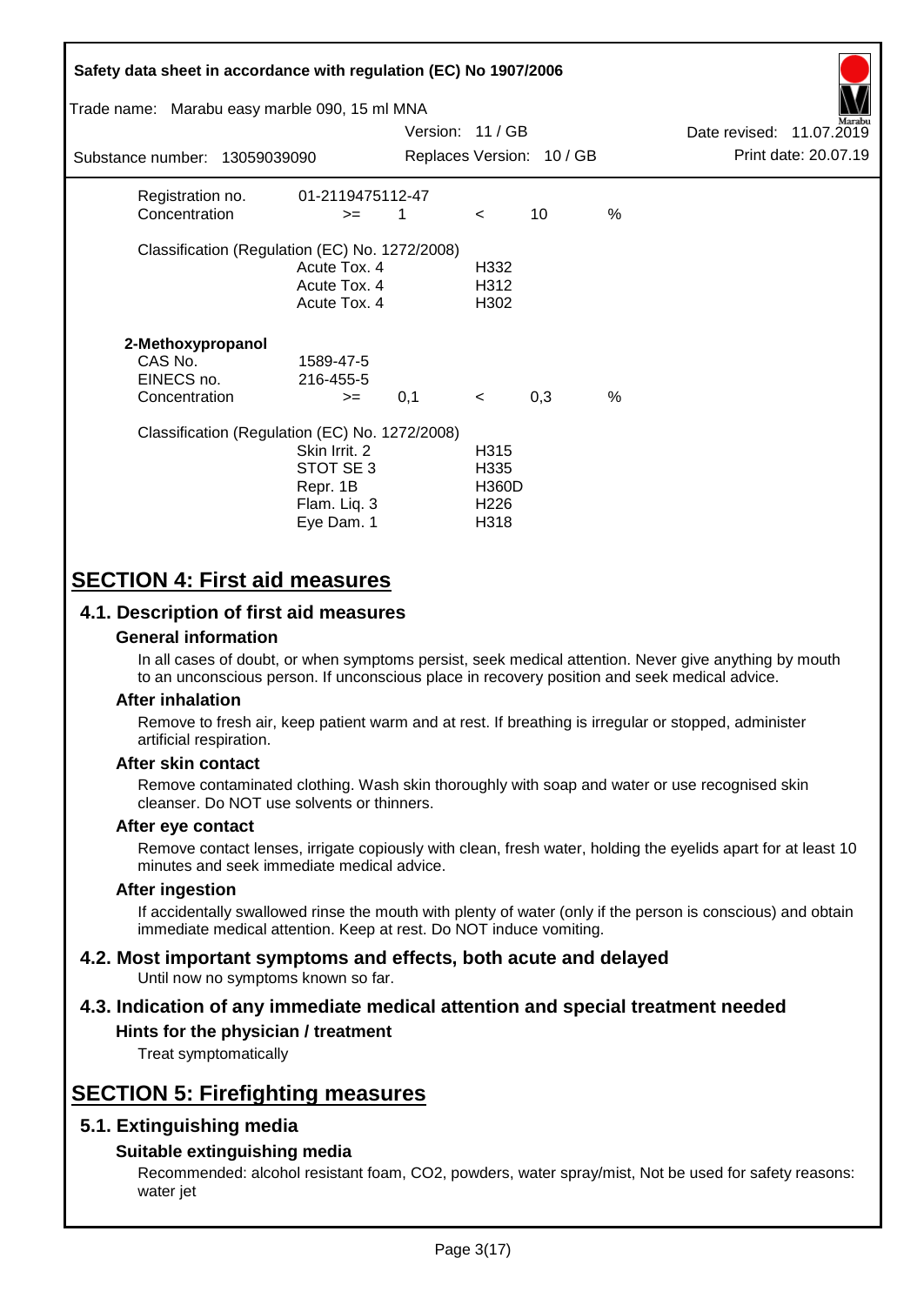| | | | | | |
|---|---|---|---|---|---|
| Registration no. | 01-2119475112-47 | | | | |
| Concentration | >= | 1 | < | 10 | % |

Classification (Regulation (EC) No. 1272/2008)

| | |
|---|---|
| Acute Tox. 4 | H332 |
| Acute Tox. 4 | H312 |
| Acute Tox. 4 | H302 |

**2-Methoxypropanol**

| | | | | | |
|---|---|---|---|---|---|
| CAS No. | 1589-47-5 | | | | |
| EINECS no. | 216-455-5 | | | | |
| Concentration | >= | 0,1 | < | 0,3 | % |

Classification (Regulation (EC) No. 1272/2008)

| | |
|---|---|
| Skin Irrit. 2 | H315 |
| STOT SE 3 | H335 |
| Repr. 1B | H360D |
| Flam. Liq. 3 | H226 |
| Eye Dam. 1 | H318 |

# SECTION 4: First aid measures

## 4.1. Description of first aid measures

### General information

In all cases of doubt, or when symptoms persist, seek medical attention. Never give anything by mouth to an unconscious person. If unconscious place in recovery position and seek medical advice.

### After inhalation

Remove to fresh air, keep patient warm and at rest. If breathing is irregular or stopped, administer artificial respiration.

### After skin contact

Remove contaminated clothing. Wash skin thoroughly with soap and water or use recognised skin cleanser. Do NOT use solvents or thinners.

### After eye contact

Remove contact lenses, irrigate copiously with clean, fresh water, holding the eyelids apart for at least 10 minutes and seek immediate medical advice.

### After ingestion

If accidentally swallowed rinse the mouth with plenty of water (only if the person is conscious) and obtain immediate medical attention. Keep at rest. Do NOT induce vomiting.

## 4.2. Most important symptoms and effects, both acute and delayed

Until now no symptoms known so far.

## 4.3. Indication of any immediate medical attention and special treatment needed

### Hints for the physician / treatment

Treat symptomatically

# SECTION 5: Firefighting measures

## 5.1. Extinguishing media

### Suitable extinguishing media

Recommended: alcohol resistant foam, CO2, powders, water spray/mist, Not be used for safety reasons: water jet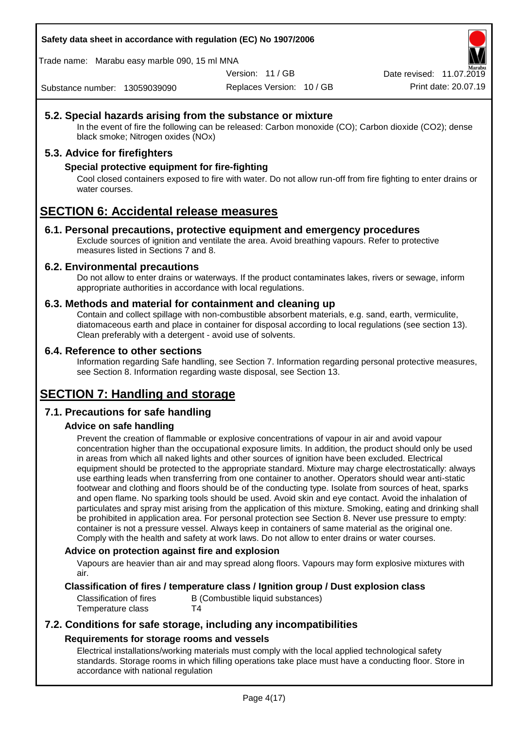## 5.2. Special hazards arising from the substance or mixture

In the event of fire the following can be released: Carbon monoxide (CO); Carbon dioxide (CO2); dense black smoke; Nitrogen oxides (NOx)

## 5.3. Advice for firefighters

### Special protective equipment for fire-fighting

Cool closed containers exposed to fire with water. Do not allow run-off from fire fighting to enter drains or water courses.

# SECTION 6: Accidental release measures

## 6.1. Personal precautions, protective equipment and emergency procedures

Exclude sources of ignition and ventilate the area. Avoid breathing vapours. Refer to protective measures listed in Sections 7 and 8.

## 6.2. Environmental precautions

Do not allow to enter drains or waterways. If the product contaminates lakes, rivers or sewage, inform appropriate authorities in accordance with local regulations.

## 6.3. Methods and material for containment and cleaning up

Contain and collect spillage with non-combustible absorbent materials, e.g. sand, earth, vermiculite, diatomaceous earth and place in container for disposal according to local regulations (see section 13). Clean preferably with a detergent - avoid use of solvents.

## 6.4. Reference to other sections

Information regarding Safe handling, see Section 7. Information regarding personal protective measures, see Section 8. Information regarding waste disposal, see Section 13.

# SECTION 7: Handling and storage

## 7.1. Precautions for safe handling

### Advice on safe handling

Prevent the creation of flammable or explosive concentrations of vapour in air and avoid vapour concentration higher than the occupational exposure limits. In addition, the product should only be used in areas from which all naked lights and other sources of ignition have been excluded. Electrical equipment should be protected to the appropriate standard. Mixture may charge electrostatically: always use earthing leads when transferring from one container to another. Operators should wear anti-static footwear and clothing and floors should be of the conducting type. Isolate from sources of heat, sparks and open flame. No sparking tools should be used. Avoid skin and eye contact. Avoid the inhalation of particulates and spray mist arising from the application of this mixture. Smoking, eating and drinking shall be prohibited in application area. For personal protection see Section 8. Never use pressure to empty: container is not a pressure vessel. Always keep in containers of same material as the original one. Comply with the health and safety at work laws. Do not allow to enter drains or water courses.

### Advice on protection against fire and explosion

Vapours are heavier than air and may spread along floors. Vapours may form explosive mixtures with air.

### Classification of fires / temperature class / Ignition group / Dust explosion class

| | |
|---|---|
| Classification of fires | B (Combustible liquid substances) |
| Temperature class | T4 |

## 7.2. Conditions for safe storage, including any incompatibilities

### Requirements for storage rooms and vessels

Electrical installations/working materials must comply with the local applied technological safety standards. Storage rooms in which filling operations take place must have a conducting floor. Store in accordance with national regulation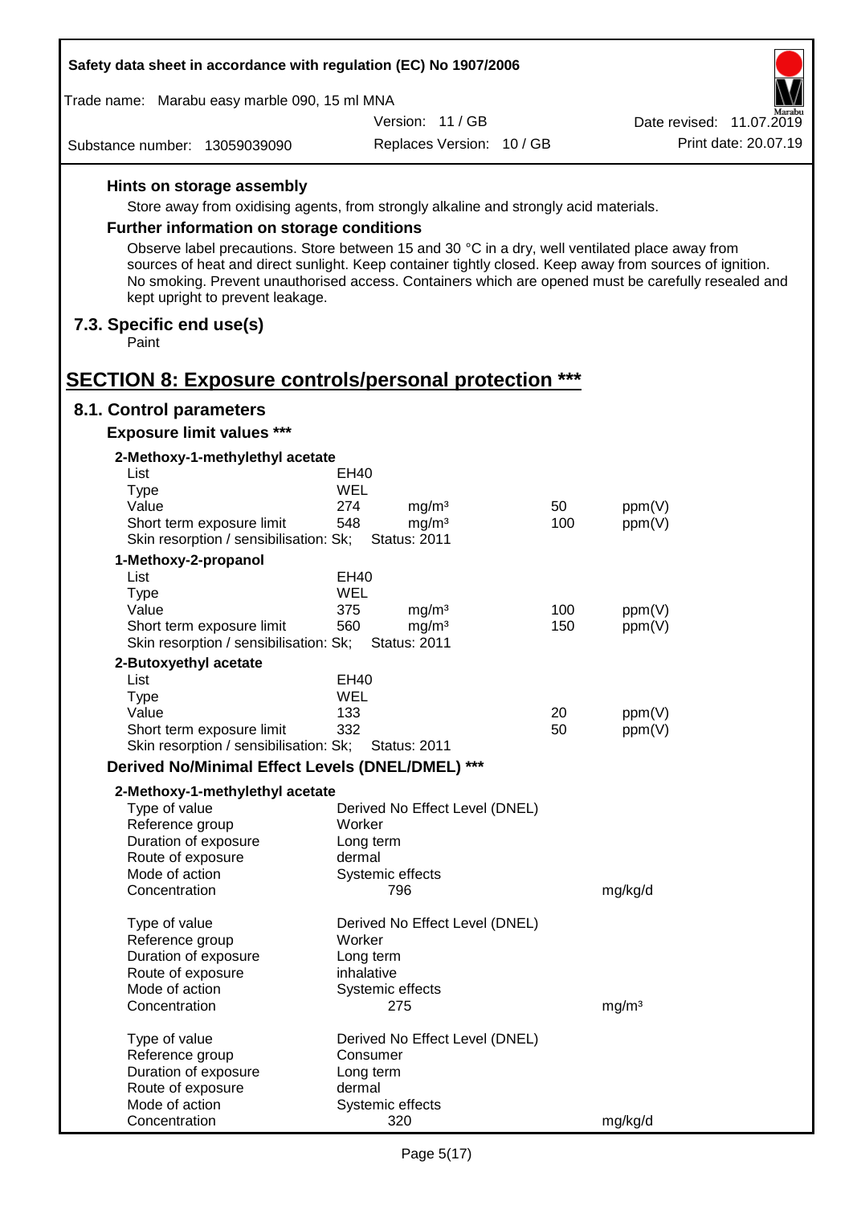### Hints on storage assembly

Store away from oxidising agents, from strongly alkaline and strongly acid materials.

### Further information on storage conditions

Observe label precautions. Store between 15 and 30 °C in a dry, well ventilated place away from sources of heat and direct sunlight. Keep container tightly closed. Keep away from sources of ignition. No smoking. Prevent unauthorised access. Containers which are opened must be carefully resealed and kept upright to prevent leakage.

## 7.3. Specific end use(s)

Paint

# SECTION 8: Exposure controls/personal protection ***

## 8.1. Control parameters

### Exposure limit values ***

**2-Methoxy-1-methylethyl acetate**

| | | | | |
|---|---|---|---|---|
| List | EH40 | | | |
| Type | WEL | | | |
| Value | 274 | mg/m³ | 50 | ppm(V) |
| Short term exposure limit | 548 | mg/m³ | 100 | ppm(V) |
| Skin resorption / sensibilisation: Sk; | Status: 2011 | | | |

**1-Methoxy-2-propanol**

| | | | | |
|---|---|---|---|---|
| List | EH40 | | | |
| Type | WEL | | | |
| Value | 375 | mg/m³ | 100 | ppm(V) |
| Short term exposure limit | 560 | mg/m³ | 150 | ppm(V) |
| Skin resorption / sensibilisation: Sk; | Status: 2011 | | | |

**2-Butoxyethyl acetate**

| | | | | |
|---|---|---|---|---|
| List | EH40 | | | |
| Type | WEL | | | |
| Value | 133 | | 20 | ppm(V) |
| Short term exposure limit | 332 | | 50 | ppm(V) |
| Skin resorption / sensibilisation: Sk; | Status: 2011 | | | |

### Derived No/Minimal Effect Levels (DNEL/DMEL) ***

**2-Methoxy-1-methylethyl acetate**

| | | |
|---|---|---|
| Type of value | Derived No Effect Level (DNEL) | |
| Reference group | Worker | |
| Duration of exposure | Long term | |
| Route of exposure | dermal | |
| Mode of action | Systemic effects | |
| Concentration | 796 | mg/kg/d |

| | | |
|---|---|---|
| Type of value | Derived No Effect Level (DNEL) | |
| Reference group | Worker | |
| Duration of exposure | Long term | |
| Route of exposure | inhalative | |
| Mode of action | Systemic effects | |
| Concentration | 275 | mg/m³ |

| | | |
|---|---|---|
| Type of value | Derived No Effect Level (DNEL) | |
| Reference group | Consumer | |
| Duration of exposure | Long term | |
| Route of exposure | dermal | |
| Mode of action | Systemic effects | |
| Concentration | 320 | mg/kg/d |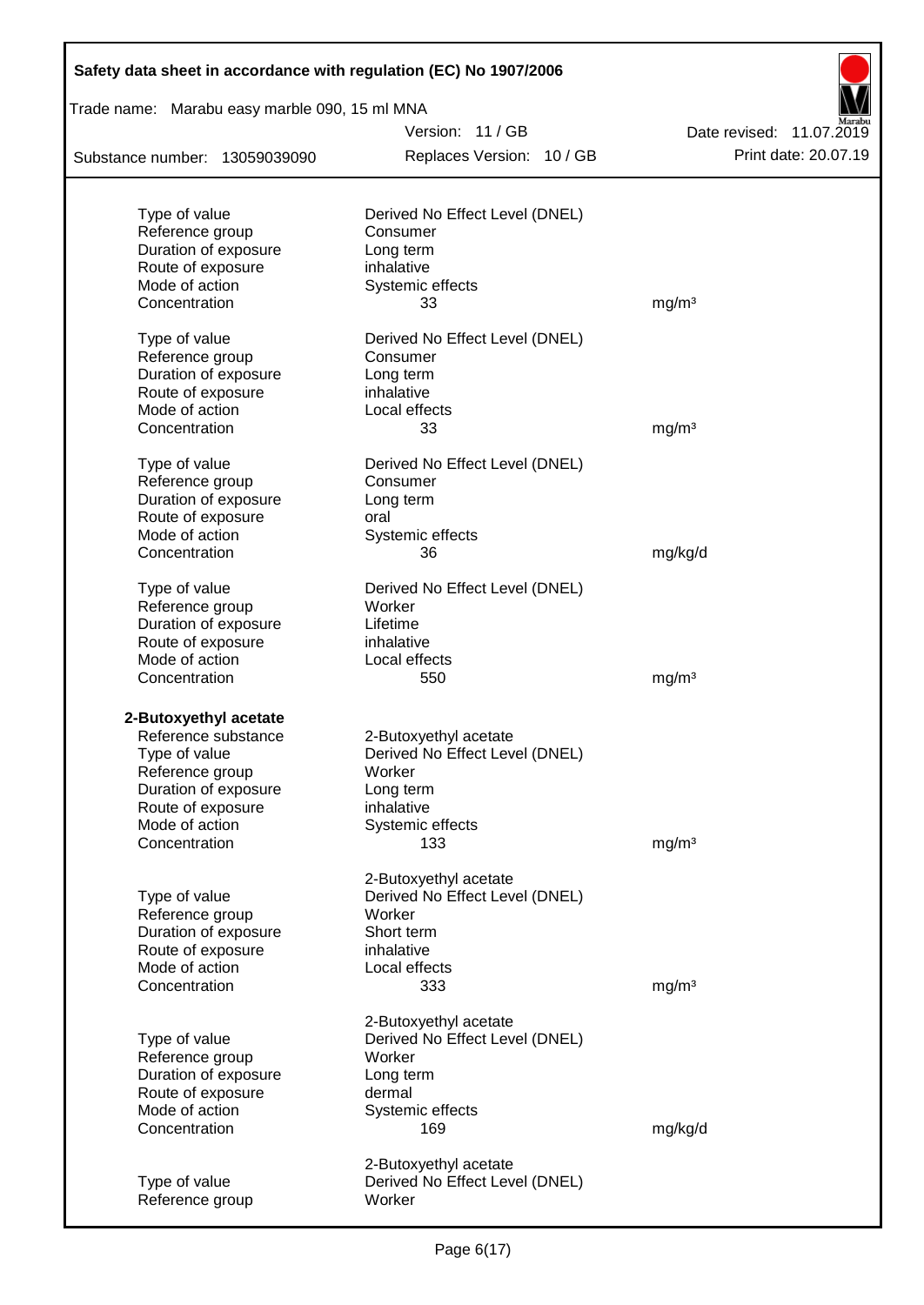| | | |
|---|---|---|
| Type of value | Derived No Effect Level (DNEL) | |
| Reference group | Consumer | |
| Duration of exposure | Long term | |
| Route of exposure | inhalative | |
| Mode of action | Systemic effects | |
| Concentration | 33 | mg/m³ |
| | | |
| Type of value | Derived No Effect Level (DNEL) | |
| Reference group | Consumer | |
| Duration of exposure | Long term | |
| Route of exposure | inhalative | |
| Mode of action | Local effects | |
| Concentration | 33 | mg/m³ |
| | | |
| Type of value | Derived No Effect Level (DNEL) | |
| Reference group | Consumer | |
| Duration of exposure | Long term | |
| Route of exposure | oral | |
| Mode of action | Systemic effects | |
| Concentration | 36 | mg/kg/d |
| | | |
| Type of value | Derived No Effect Level (DNEL) | |
| Reference group | Worker | |
| Duration of exposure | Lifetime | |
| Route of exposure | inhalative | |
| Mode of action | Local effects | |
| Concentration | 550 | mg/m³ |

**2-Butoxyethyl acetate**

| | | |
|---|---|---|
| Reference substance | 2-Butoxyethyl acetate | |
| Type of value | Derived No Effect Level (DNEL) | |
| Reference group | Worker | |
| Duration of exposure | Long term | |
| Route of exposure | inhalative | |
| Mode of action | Systemic effects | |
| Concentration | 133 | mg/m³ |
| | | |
| | 2-Butoxyethyl acetate | |
| Type of value | Derived No Effect Level (DNEL) | |
| Reference group | Worker | |
| Duration of exposure | Short term | |
| Route of exposure | inhalative | |
| Mode of action | Local effects | |
| Concentration | 333 | mg/m³ |
| | | |
| | 2-Butoxyethyl acetate | |
| Type of value | Derived No Effect Level (DNEL) | |
| Reference group | Worker | |
| Duration of exposure | Long term | |
| Route of exposure | dermal | |
| Mode of action | Systemic effects | |
| Concentration | 169 | mg/kg/d |
| | | |
| | 2-Butoxyethyl acetate | |
| Type of value | Derived No Effect Level (DNEL) | |
| Reference group | Worker | |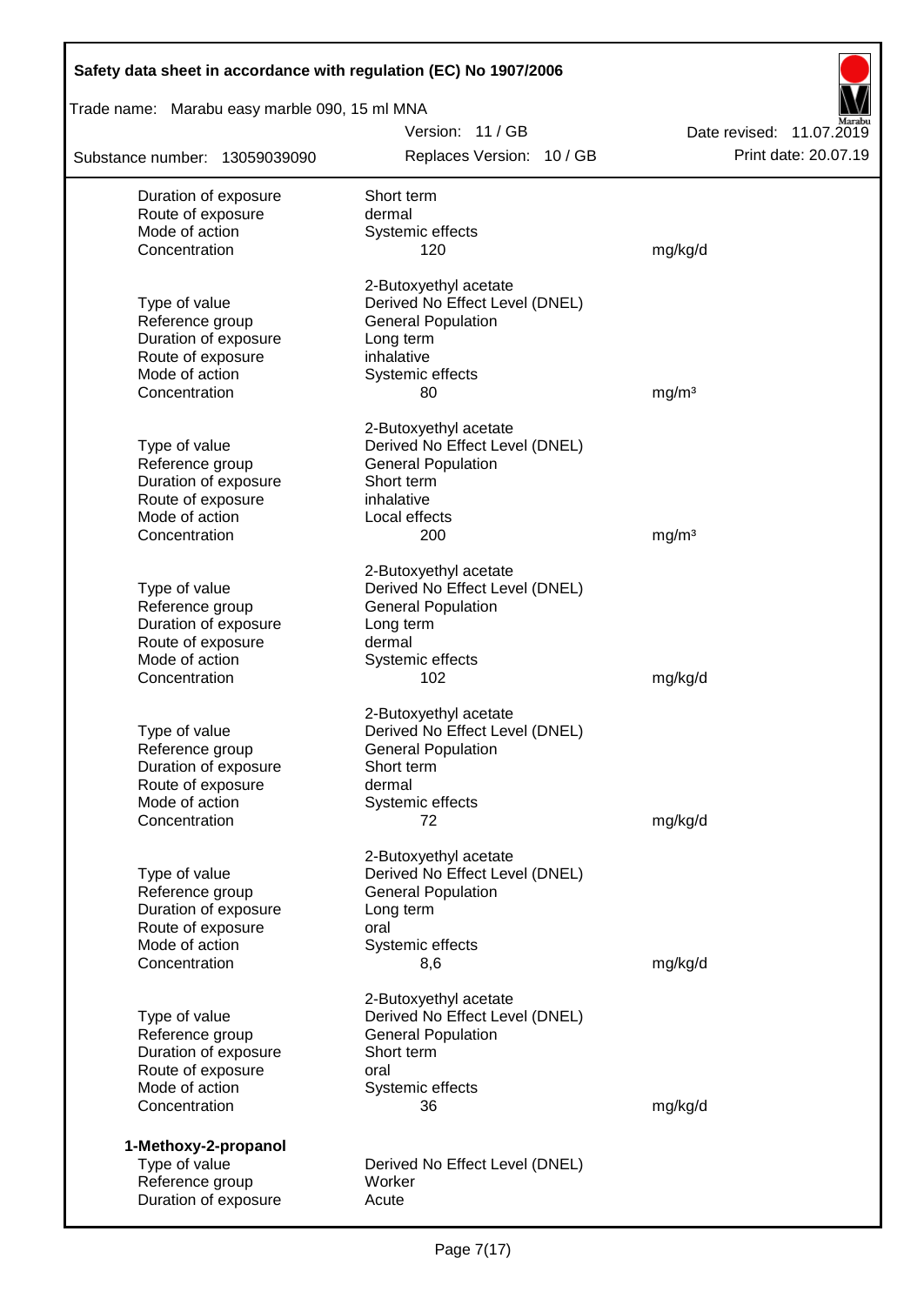| | | |
|---|---|---|
| Duration of exposure | Short term | |
| Route of exposure | dermal | |
| Mode of action | Systemic effects | |
| Concentration | 120 | mg/kg/d |

| | 2-Butoxyethyl acetate | |
|---|---|---|
| Type of value | Derived No Effect Level (DNEL) | |
| Reference group | General Population | |
| Duration of exposure | Long term | |
| Route of exposure | inhalative | |
| Mode of action | Systemic effects | |
| Concentration | 80 | mg/m³ |

| | 2-Butoxyethyl acetate | |
|---|---|---|
| Type of value | Derived No Effect Level (DNEL) | |
| Reference group | General Population | |
| Duration of exposure | Short term | |
| Route of exposure | inhalative | |
| Mode of action | Local effects | |
| Concentration | 200 | mg/m³ |

| | 2-Butoxyethyl acetate | |
|---|---|---|
| Type of value | Derived No Effect Level (DNEL) | |
| Reference group | General Population | |
| Duration of exposure | Long term | |
| Route of exposure | dermal | |
| Mode of action | Systemic effects | |
| Concentration | 102 | mg/kg/d |

| | 2-Butoxyethyl acetate | |
|---|---|---|
| Type of value | Derived No Effect Level (DNEL) | |
| Reference group | General Population | |
| Duration of exposure | Short term | |
| Route of exposure | dermal | |
| Mode of action | Systemic effects | |
| Concentration | 72 | mg/kg/d |

| | 2-Butoxyethyl acetate | |
|---|---|---|
| Type of value | Derived No Effect Level (DNEL) | |
| Reference group | General Population | |
| Duration of exposure | Long term | |
| Route of exposure | oral | |
| Mode of action | Systemic effects | |
| Concentration | 8,6 | mg/kg/d |

| | 2-Butoxyethyl acetate | |
|---|---|---|
| Type of value | Derived No Effect Level (DNEL) | |
| Reference group | General Population | |
| Duration of exposure | Short term | |
| Route of exposure | oral | |
| Mode of action | Systemic effects | |
| Concentration | 36 | mg/kg/d |

**1-Methoxy-2-propanol**

| | |
|---|---|
| Type of value | Derived No Effect Level (DNEL) |
| Reference group | Worker |
| Duration of exposure | Acute |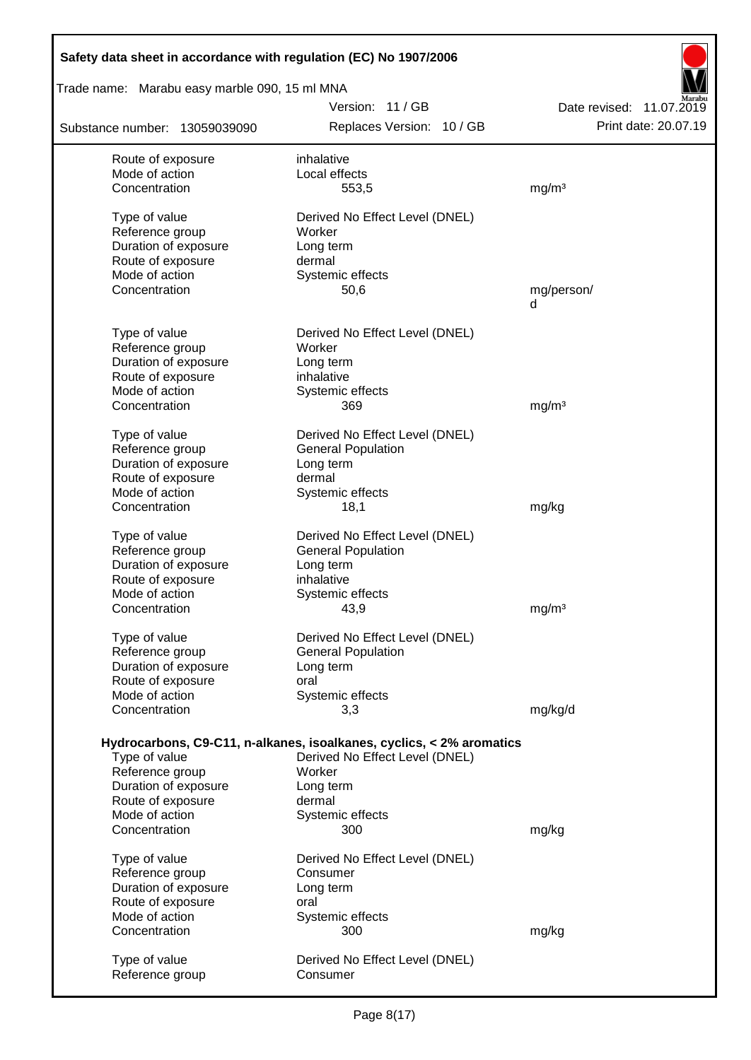| | | |
|---|---|---|
| Route of exposure | inhalative | |
| Mode of action | Local effects | |
| Concentration | 553,5 | mg/m³ |
| | | |
| Type of value | Derived No Effect Level (DNEL) | |
| Reference group | Worker | |
| Duration of exposure | Long term | |
| Route of exposure | dermal | |
| Mode of action | Systemic effects | |
| Concentration | 50,6 | mg/person/d |
| | | |
| Type of value | Derived No Effect Level (DNEL) | |
| Reference group | Worker | |
| Duration of exposure | Long term | |
| Route of exposure | inhalative | |
| Mode of action | Systemic effects | |
| Concentration | 369 | mg/m³ |
| | | |
| Type of value | Derived No Effect Level (DNEL) | |
| Reference group | General Population | |
| Duration of exposure | Long term | |
| Route of exposure | dermal | |
| Mode of action | Systemic effects | |
| Concentration | 18,1 | mg/kg |
| | | |
| Type of value | Derived No Effect Level (DNEL) | |
| Reference group | General Population | |
| Duration of exposure | Long term | |
| Route of exposure | inhalative | |
| Mode of action | Systemic effects | |
| Concentration | 43,9 | mg/m³ |
| | | |
| Type of value | Derived No Effect Level (DNEL) | |
| Reference group | General Population | |
| Duration of exposure | Long term | |
| Route of exposure | oral | |
| Mode of action | Systemic effects | |
| Concentration | 3,3 | mg/kg/d |

**Hydrocarbons, C9-C11, n-alkanes, isoalkanes, cyclics, < 2% aromatics**

| | | |
|---|---|---|
| Type of value | Derived No Effect Level (DNEL) | |
| Reference group | Worker | |
| Duration of exposure | Long term | |
| Route of exposure | dermal | |
| Mode of action | Systemic effects | |
| Concentration | 300 | mg/kg |
| | | |
| Type of value | Derived No Effect Level (DNEL) | |
| Reference group | Consumer | |
| Duration of exposure | Long term | |
| Route of exposure | oral | |
| Mode of action | Systemic effects | |
| Concentration | 300 | mg/kg |
| | | |
| Type of value | Derived No Effect Level (DNEL) | |
| Reference group | Consumer | |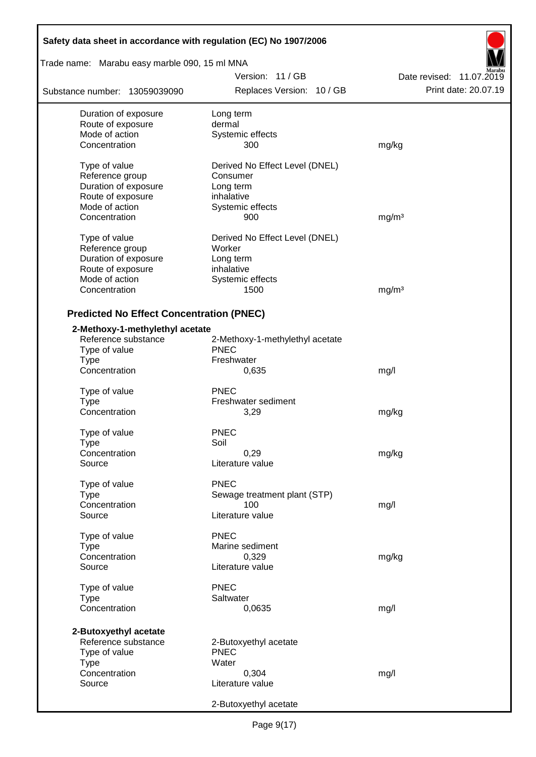| | | |
|---|---|---|
| Duration of exposure | Long term | |
| Route of exposure | dermal | |
| Mode of action | Systemic effects | |
| Concentration | 300 | mg/kg |
| | | |
| Type of value | Derived No Effect Level (DNEL) | |
| Reference group | Consumer | |
| Duration of exposure | Long term | |
| Route of exposure | inhalative | |
| Mode of action | Systemic effects | |
| Concentration | 900 | mg/m³ |
| | | |
| Type of value | Derived No Effect Level (DNEL) | |
| Reference group | Worker | |
| Duration of exposure | Long term | |
| Route of exposure | inhalative | |
| Mode of action | Systemic effects | |
| Concentration | 1500 | mg/m³ |

## Predicted No Effect Concentration (PNEC)

**2-Methoxy-1-methylethyl acetate**

| | | |
|---|---|---|
| Reference substance | 2-Methoxy-1-methylethyl acetate | |
| Type of value | PNEC | |
| Type | Freshwater | |
| Concentration | 0,635 | mg/l |
| | | |
| Type of value | PNEC | |
| Type | Freshwater sediment | |
| Concentration | 3,29 | mg/kg |
| | | |
| Type of value | PNEC | |
| Type | Soil | |
| Concentration | 0,29 | mg/kg |
| Source | Literature value | |
| | | |
| Type of value | PNEC | |
| Type | Sewage treatment plant (STP) | |
| Concentration | 100 | mg/l |
| Source | Literature value | |
| | | |
| Type of value | PNEC | |
| Type | Marine sediment | |
| Concentration | 0,329 | mg/kg |
| Source | Literature value | |
| | | |
| Type of value | PNEC | |
| Type | Saltwater | |
| Concentration | 0,0635 | mg/l |

**2-Butoxyethyl acetate**

| | | |
|---|---|---|
| Reference substance | 2-Butoxyethyl acetate | |
| Type of value | PNEC | |
| Type | Water | |
| Concentration | 0,304 | mg/l |
| Source | Literature value | |
| | | |
| | 2-Butoxyethyl acetate | |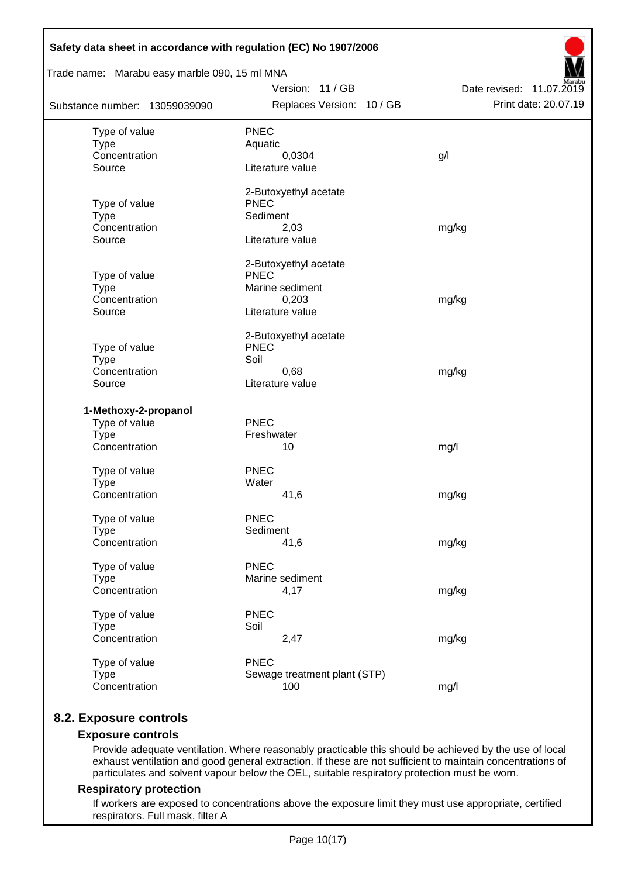| | | |
|---|---|---|
| Type of value | PNEC | |
| Type | Aquatic | |
| Concentration | 0,0304 | g/l |
| Source | Literature value | |
| | 2-Butoxyethyl acetate | |
| Type of value | PNEC | |
| Type | Sediment | |
| Concentration | 2,03 | mg/kg |
| Source | Literature value | |
| | 2-Butoxyethyl acetate | |
| Type of value | PNEC | |
| Type | Marine sediment | |
| Concentration | 0,203 | mg/kg |
| Source | Literature value | |
| | 2-Butoxyethyl acetate | |
| Type of value | PNEC | |
| Type | Soil | |
| Concentration | 0,68 | mg/kg |
| Source | Literature value | |

**1-Methoxy-2-propanol**

| | | |
|---|---|---|
| Type of value | PNEC | |
| Type | Freshwater | |
| Concentration | 10 | mg/l |
| Type of value | PNEC | |
| Type | Water | |
| Concentration | 41,6 | mg/kg |
| Type of value | PNEC | |
| Type | Sediment | |
| Concentration | 41,6 | mg/kg |
| Type of value | PNEC | |
| Type | Marine sediment | |
| Concentration | 4,17 | mg/kg |
| Type of value | PNEC | |
| Type | Soil | |
| Concentration | 2,47 | mg/kg |
| Type of value | PNEC | |
| Type | Sewage treatment plant (STP) | |
| Concentration | 100 | mg/l |

## 8.2. Exposure controls

### Exposure controls

Provide adequate ventilation. Where reasonably practicable this should be achieved by the use of local exhaust ventilation and good general extraction. If these are not sufficient to maintain concentrations of particulates and solvent vapour below the OEL, suitable respiratory protection must be worn.

### Respiratory protection

If workers are exposed to concentrations above the exposure limit they must use appropriate, certified respirators. Full mask, filter A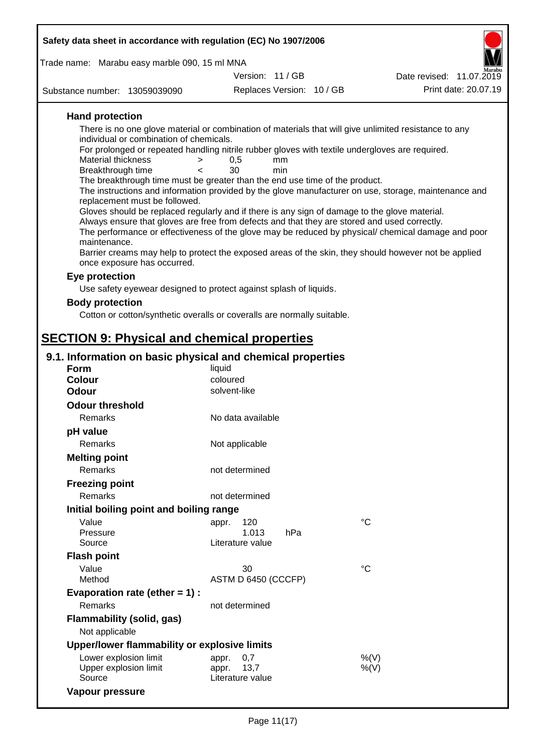### Hand protection

There is no one glove material or combination of materials that will give unlimited resistance to any individual or combination of chemicals.

For prolonged or repeated handling nitrile rubber gloves with textile undergloves are required.

| | | | |
|---|---|---|---|
| Material thickness | > | 0,5 | mm |
| Breakthrough time | < | 30 | min |

The breakthrough time must be greater than the end use time of the product.

The instructions and information provided by the glove manufacturer on use, storage, maintenance and replacement must be followed.

Gloves should be replaced regularly and if there is any sign of damage to the glove material.

Always ensure that gloves are free from defects and that they are stored and used correctly.

The performance or effectiveness of the glove may be reduced by physical/ chemical damage and poor maintenance.

Barrier creams may help to protect the exposed areas of the skin, they should however not be applied once exposure has occurred.

### Eye protection

Use safety eyewear designed to protect against splash of liquids.

### Body protection

Cotton or cotton/synthetic overalls or coveralls are normally suitable.

# SECTION 9: Physical and chemical properties

## 9.1. Information on basic physical and chemical properties

**Form** liquid

**Colour** coloured

**Odour** solvent-like

**Odour threshold**

Remarks: No data available

**pH value**

Remarks: Not applicable

**Melting point**

Remarks: not determined

**Freezing point**

Remarks: not determined

**Initial boiling point and boiling range**

| | | |
|---|---|---|
| Value | appr. 120 | °C |
| Pressure | 1.013 hPa | |
| Source | Literature value | |

**Flash point**

| | | |
|---|---|---|
| Value | 30 | °C |
| Method | ASTM D 6450 (CCCFP) | |

**Evaporation rate (ether = 1) :**

Remarks: not determined

**Flammability (solid, gas)**

Not applicable

**Upper/lower flammability or explosive limits**

| | | |
|---|---|---|
| Lower explosion limit | appr. 0,7 | %(V) |
| Upper explosion limit | appr. 13,7 | %(V) |
| Source | Literature value | |

**Vapour pressure**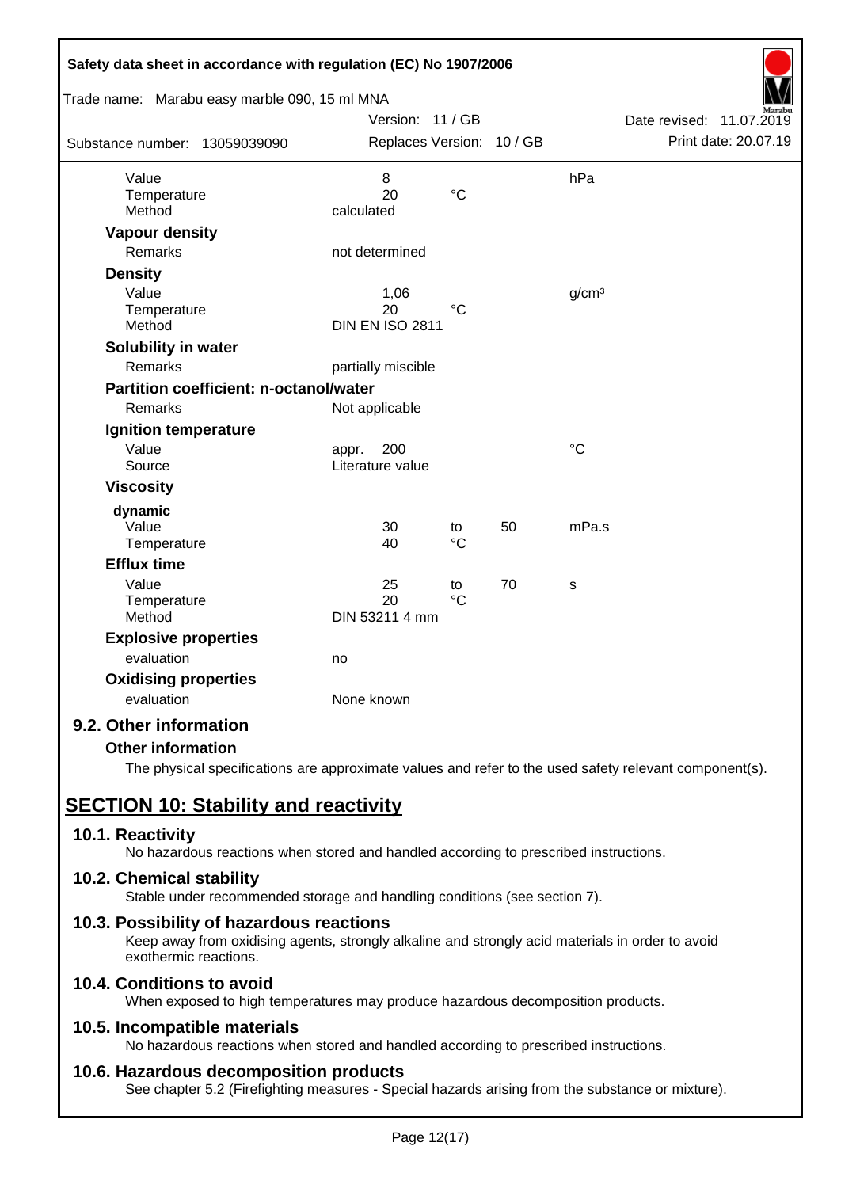| | | | | |
|---|---|---|---|---|
| Value | 8 | | | hPa |
| Temperature | 20 | °C | | |
| Method | calculated | | | |

**Vapour density**

| | |
|---|---|
| Remarks | not determined |

**Density**

| | | | |
|---|---|---|---|
| Value | 1,06 | | g/cm³ |
| Temperature | 20 | °C | |
| Method | DIN EN ISO 2811 | | |

**Solubility in water**

| | |
|---|---|
| Remarks | partially miscible |

**Partition coefficient: n-octanol/water**

| | |
|---|---|
| Remarks | Not applicable |

**Ignition temperature**

| | | |
|---|---|---|
| Value | appr. 200 | °C |
| Source | Literature value | |

**Viscosity**

dynamic

| | | | | |
|---|---|---|---|---|
| Value | 30 | to | 50 | mPa.s |
| Temperature | 40 | °C | | |

**Efflux time**

| | | | | |
|---|---|---|---|---|
| Value | 25 | to | 70 | s |
| Temperature | 20 | °C | | |
| Method | DIN 53211 4 mm | | | |

**Explosive properties**

| | |
|---|---|
| evaluation | no |

**Oxidising properties**

| | |
|---|---|
| evaluation | None known |

### 9.2. Other information

**Other information**

The physical specifications are approximate values and refer to the used safety relevant component(s).

## SECTION 10: Stability and reactivity

### 10.1. Reactivity

No hazardous reactions when stored and handled according to prescribed instructions.

### 10.2. Chemical stability

Stable under recommended storage and handling conditions (see section 7).

### 10.3. Possibility of hazardous reactions

Keep away from oxidising agents, strongly alkaline and strongly acid materials in order to avoid exothermic reactions.

### 10.4. Conditions to avoid

When exposed to high temperatures may produce hazardous decomposition products.

### 10.5. Incompatible materials

No hazardous reactions when stored and handled according to prescribed instructions.

### 10.6. Hazardous decomposition products

See chapter 5.2 (Firefighting measures - Special hazards arising from the substance or mixture).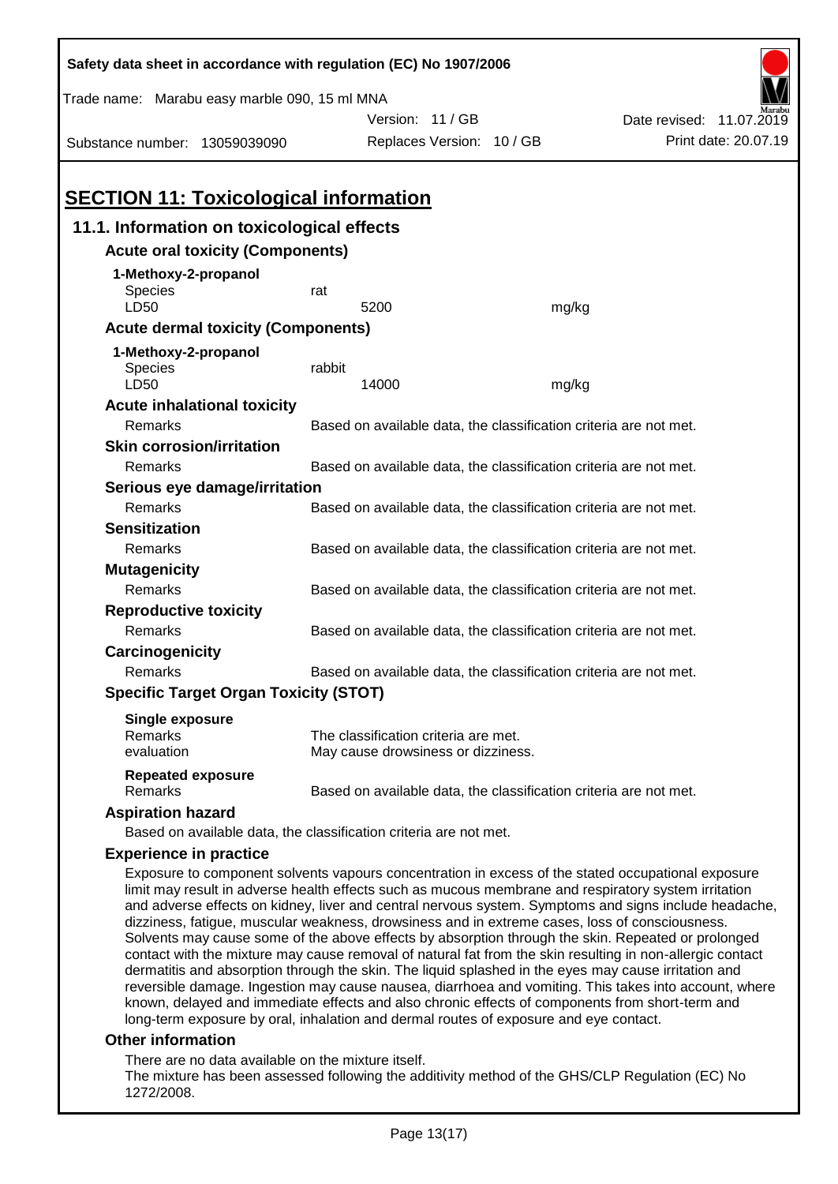Safety data sheet in accordance with regulation (EC) No 1907/2006

Trade name: Marabu easy marble 090, 15 ml MNA

Version: 11 / GB

Date revised: 11.07.2019

Substance number: 13059039090

Replaces Version: 10 / GB

Print date: 20.07.19

# SECTION 11: Toxicological information

## 11.1. Information on toxicological effects

### Acute oral toxicity (Components)

**1-Methoxy-2-propanol**

| | | |
|---|---|---|
| Species | rat | |
| LD50 | 5200 | mg/kg |

### Acute dermal toxicity (Components)

**1-Methoxy-2-propanol**

| | | |
|---|---|---|
| Species | rabbit | |
| LD50 | 14000 | mg/kg |

### Acute inhalational toxicity

Remarks: Based on available data, the classification criteria are not met.

### Skin corrosion/irritation

Remarks: Based on available data, the classification criteria are not met.

### Serious eye damage/irritation

Remarks: Based on available data, the classification criteria are not met.

### Sensitization

Remarks: Based on available data, the classification criteria are not met.

### Mutagenicity

Remarks: Based on available data, the classification criteria are not met.

### Reproductive toxicity

Remarks: Based on available data, the classification criteria are not met.

### Carcinogenicity

Remarks: Based on available data, the classification criteria are not met.

### Specific Target Organ Toxicity (STOT)

**Single exposure**

Remarks: The classification criteria are met.

evaluation: May cause drowsiness or dizziness.

**Repeated exposure**

Remarks: Based on available data, the classification criteria are not met.

### Aspiration hazard

Based on available data, the classification criteria are not met.

### Experience in practice

Exposure to component solvents vapours concentration in excess of the stated occupational exposure limit may result in adverse health effects such as mucous membrane and respiratory system irritation and adverse effects on kidney, liver and central nervous system. Symptoms and signs include headache, dizziness, fatigue, muscular weakness, drowsiness and in extreme cases, loss of consciousness. Solvents may cause some of the above effects by absorption through the skin. Repeated or prolonged contact with the mixture may cause removal of natural fat from the skin resulting in non-allergic contact dermatitis and absorption through the skin. The liquid splashed in the eyes may cause irritation and reversible damage. Ingestion may cause nausea, diarrhoea and vomiting. This takes into account, where known, delayed and immediate effects and also chronic effects of components from short-term and long-term exposure by oral, inhalation and dermal routes of exposure and eye contact.

### Other information

There are no data available on the mixture itself.
The mixture has been assessed following the additivity method of the GHS/CLP Regulation (EC) No 1272/2008.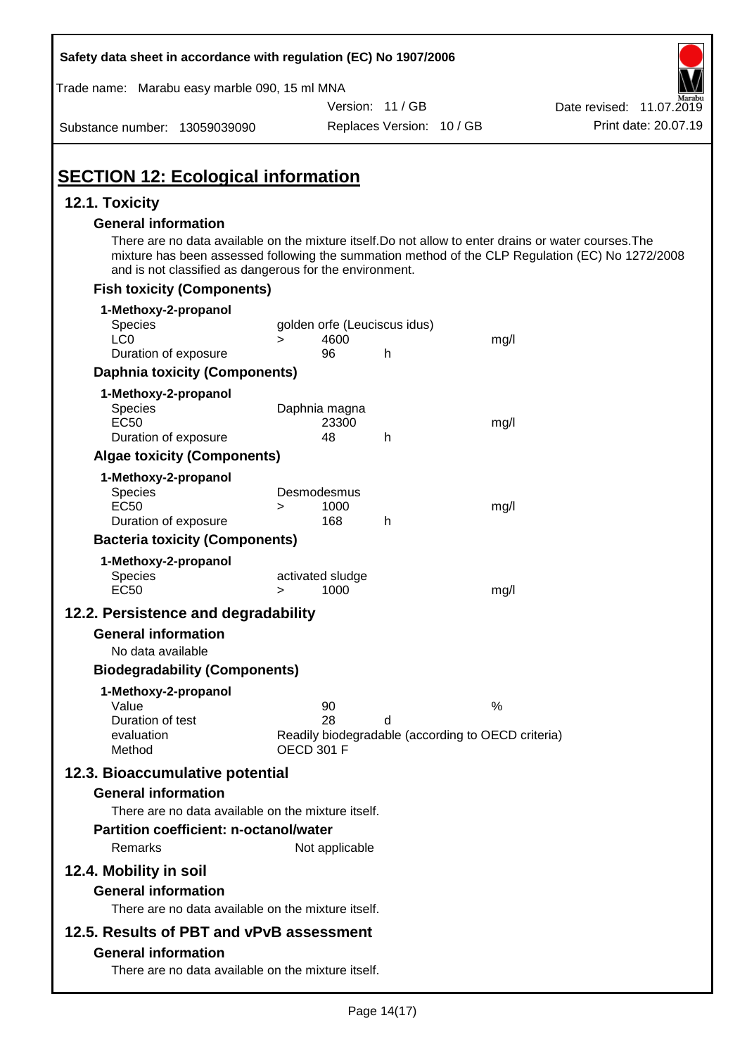## SECTION 12: Ecological information

### 12.1. Toxicity

#### General information

There are no data available on the mixture itself.Do not allow to enter drains or water courses.The mixture has been assessed following the summation method of the CLP Regulation (EC) No 1272/2008 and is not classified as dangerous for the environment.

#### Fish toxicity (Components)

**1-Methoxy-2-propanol**

| | | | | |
|---|---|---|---|---|
| Species | golden orfe (Leuciscus idus) | | | |
| LC0 | > | 4600 | | mg/l |
| Duration of exposure | | 96 | h | |

#### Daphnia toxicity (Components)

**1-Methoxy-2-propanol**

| | | | | |
|---|---|---|---|---|
| Species | Daphnia magna | | | |
| EC50 | | 23300 | | mg/l |
| Duration of exposure | | 48 | h | |

#### Algae toxicity (Components)

**1-Methoxy-2-propanol**

| | | | | |
|---|---|---|---|---|
| Species | Desmodesmus | | | |
| EC50 | > | 1000 | | mg/l |
| Duration of exposure | | 168 | h | |

#### Bacteria toxicity (Components)

**1-Methoxy-2-propanol**

| | | | | |
|---|---|---|---|---|
| Species | activated sludge | | | |
| EC50 | > | 1000 | | mg/l |

### 12.2. Persistence and degradability

#### General information

No data available

#### Biodegradability (Components)

**1-Methoxy-2-propanol**

| | | | |
|---|---|---|---|
| Value | 90 | | % |
| Duration of test | 28 | d | |
| evaluation | Readily biodegradable (according to OECD criteria) | | |
| Method | OECD 301 F | | |

### 12.3. Bioaccumulative potential

#### General information

There are no data available on the mixture itself.

#### Partition coefficient: n-octanol/water

Remarks: Not applicable

### 12.4. Mobility in soil

#### General information

There are no data available on the mixture itself.

### 12.5. Results of PBT and vPvB assessment

#### General information

There are no data available on the mixture itself.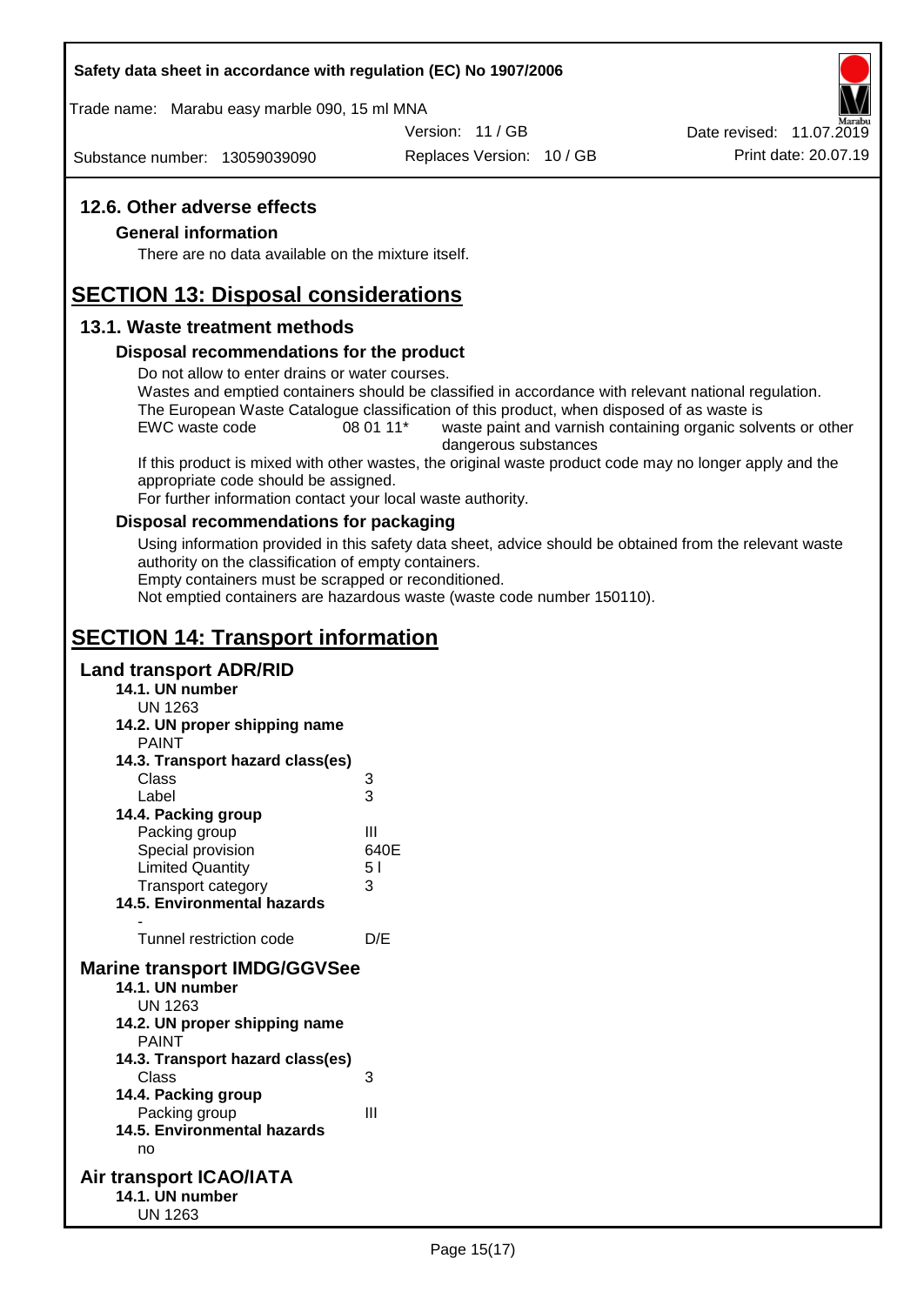## 12.6. Other adverse effects

### General information

There are no data available on the mixture itself.

# SECTION 13: Disposal considerations

## 13.1. Waste treatment methods

### Disposal recommendations for the product

Do not allow to enter drains or water courses.
Wastes and emptied containers should be classified in accordance with relevant national regulation.
The European Waste Catalogue classification of this product, when disposed of as waste is

| EWC waste code | 08 01 11* | waste paint and varnish containing organic solvents or other dangerous substances |
|---|---|---|

If this product is mixed with other wastes, the original waste product code may no longer apply and the appropriate code should be assigned.
For further information contact your local waste authority.

### Disposal recommendations for packaging

Using information provided in this safety data sheet, advice should be obtained from the relevant waste authority on the classification of empty containers.
Empty containers must be scrapped or reconditioned.
Not emptied containers are hazardous waste (waste code number 150110).

# SECTION 14: Transport information

## Land transport ADR/RID

**14.1. UN number**
UN 1263

**14.2. UN proper shipping name**
PAINT

**14.3. Transport hazard class(es)**

| | |
|---|---|
| Class | 3 |
| Label | 3 |

**14.4. Packing group**

| | |
|---|---|
| Packing group | III |
| Special provision | 640E |
| Limited Quantity | 5 l |
| Transport category | 3 |

**14.5. Environmental hazards**
-

| | |
|---|---|
| Tunnel restriction code | D/E |

## Marine transport IMDG/GGVSee

**14.1. UN number**
UN 1263

**14.2. UN proper shipping name**
PAINT

**14.3. Transport hazard class(es)**

| | |
|---|---|
| Class | 3 |

**14.4. Packing group**

| | |
|---|---|
| Packing group | III |

**14.5. Environmental hazards**
no

## Air transport ICAO/IATA

**14.1. UN number**
UN 1263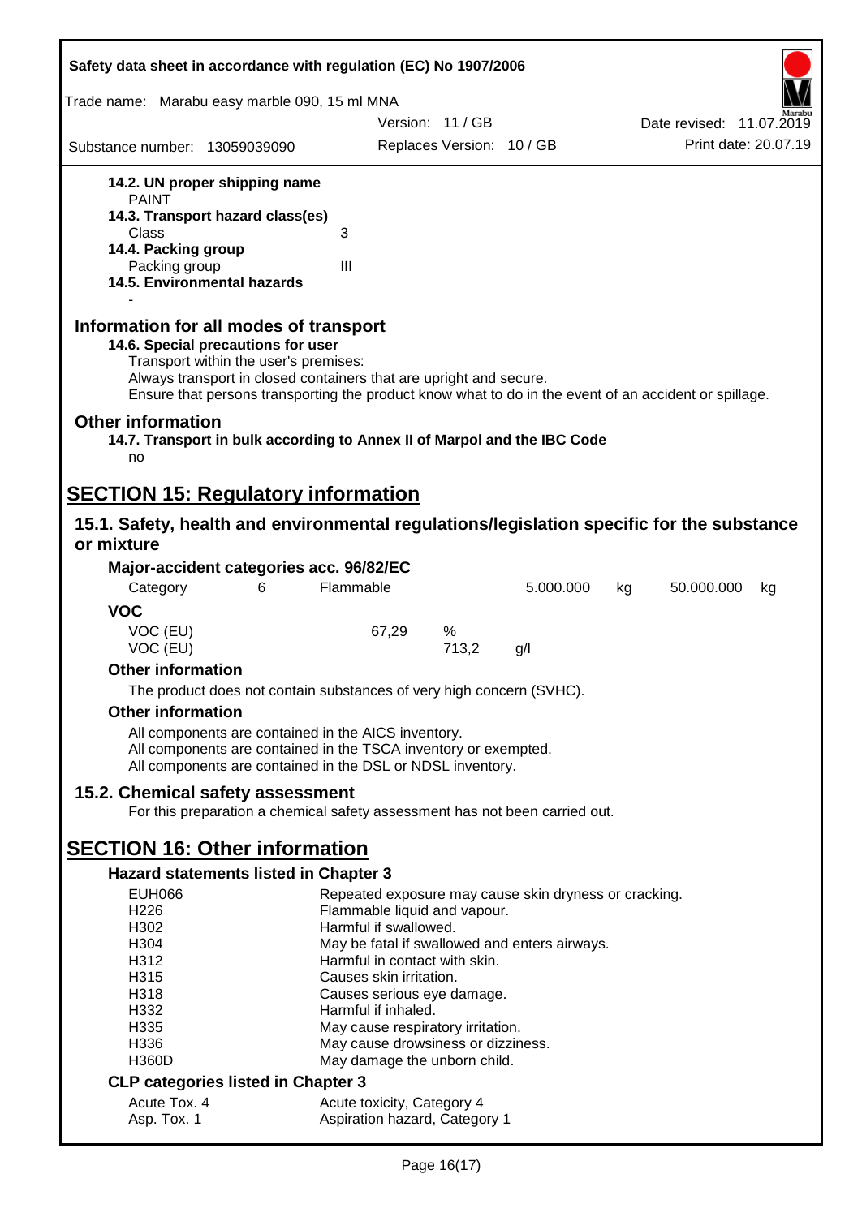**14.2. UN proper shipping name**
PAINT

**14.3. Transport hazard class(es)**
Class 3

**14.4. Packing group**
Packing group III

**14.5. Environmental hazards**
-

## Information for all modes of transport

**14.6. Special precautions for user**
Transport within the user's premises:
Always transport in closed containers that are upright and secure.
Ensure that persons transporting the product know what to do in the event of an accident or spillage.

## Other information

**14.7. Transport in bulk according to Annex II of Marpol and the IBC Code**
no

# SECTION 15: Regulatory information

## 15.1. Safety, health and environmental regulations/legislation specific for the substance or mixture

**Major-accident categories acc. 96/82/EC**

| Category | 6 | Flammable | 5.000.000 | kg | 50.000.000 | kg |
|---|---|---|---|---|---|---|

**VOC**

| | | |
|---|---|---|
| VOC (EU) | 67,29 | % |
| VOC (EU) | 713,2 | g/l |

**Other information**

The product does not contain substances of very high concern (SVHC).

**Other information**

All components are contained in the AICS inventory.
All components are contained in the TSCA inventory or exempted.
All components are contained in the DSL or NDSL inventory.

## 15.2. Chemical safety assessment

For this preparation a chemical safety assessment has not been carried out.

# SECTION 16: Other information

**Hazard statements listed in Chapter 3**

| | |
|---|---|
| EUH066 | Repeated exposure may cause skin dryness or cracking. |
| H226 | Flammable liquid and vapour. |
| H302 | Harmful if swallowed. |
| H304 | May be fatal if swallowed and enters airways. |
| H312 | Harmful in contact with skin. |
| H315 | Causes skin irritation. |
| H318 | Causes serious eye damage. |
| H332 | Harmful if inhaled. |
| H335 | May cause respiratory irritation. |
| H336 | May cause drowsiness or dizziness. |
| H360D | May damage the unborn child. |

**CLP categories listed in Chapter 3**

| | |
|---|---|
| Acute Tox. 4 | Acute toxicity, Category 4 |
| Asp. Tox. 1 | Aspiration hazard, Category 1 |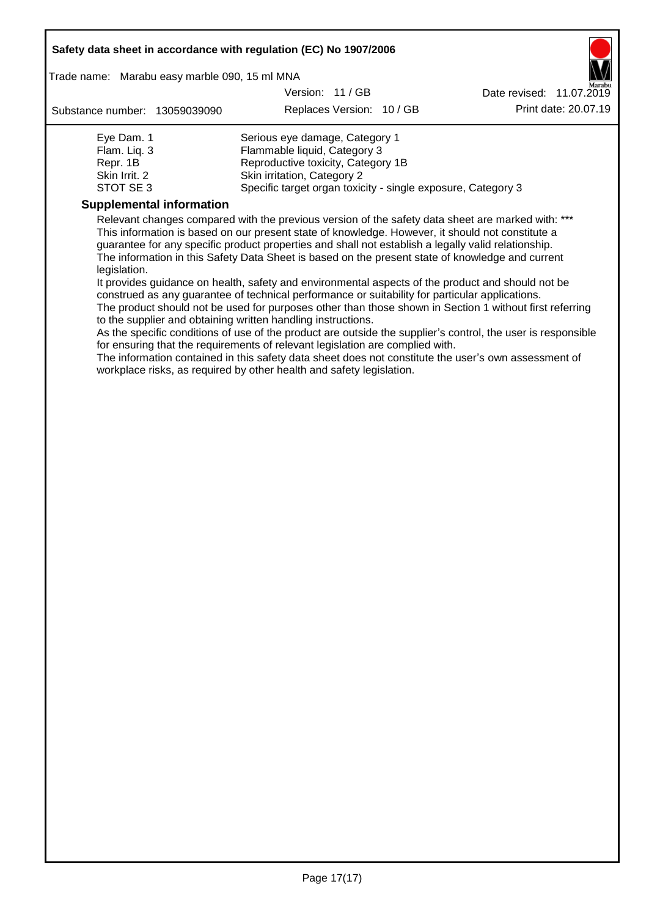| | |
|---|---|
| Eye Dam. 1 | Serious eye damage, Category 1 |
| Flam. Liq. 3 | Flammable liquid, Category 3 |
| Repr. 1B | Reproductive toxicity, Category 1B |
| Skin Irrit. 2 | Skin irritation, Category 2 |
| STOT SE 3 | Specific target organ toxicity - single exposure, Category 3 |

### Supplemental information

Relevant changes compared with the previous version of the safety data sheet are marked with: ***
This information is based on our present state of knowledge. However, it should not constitute a guarantee for any specific product properties and shall not establish a legally valid relationship.
The information in this Safety Data Sheet is based on the present state of knowledge and current legislation.
It provides guidance on health, safety and environmental aspects of the product and should not be construed as any guarantee of technical performance or suitability for particular applications.
The product should not be used for purposes other than those shown in Section 1 without first referring to the supplier and obtaining written handling instructions.
As the specific conditions of use of the product are outside the supplier's control, the user is responsible for ensuring that the requirements of relevant legislation are complied with.
The information contained in this safety data sheet does not constitute the user's own assessment of workplace risks, as required by other health and safety legislation.